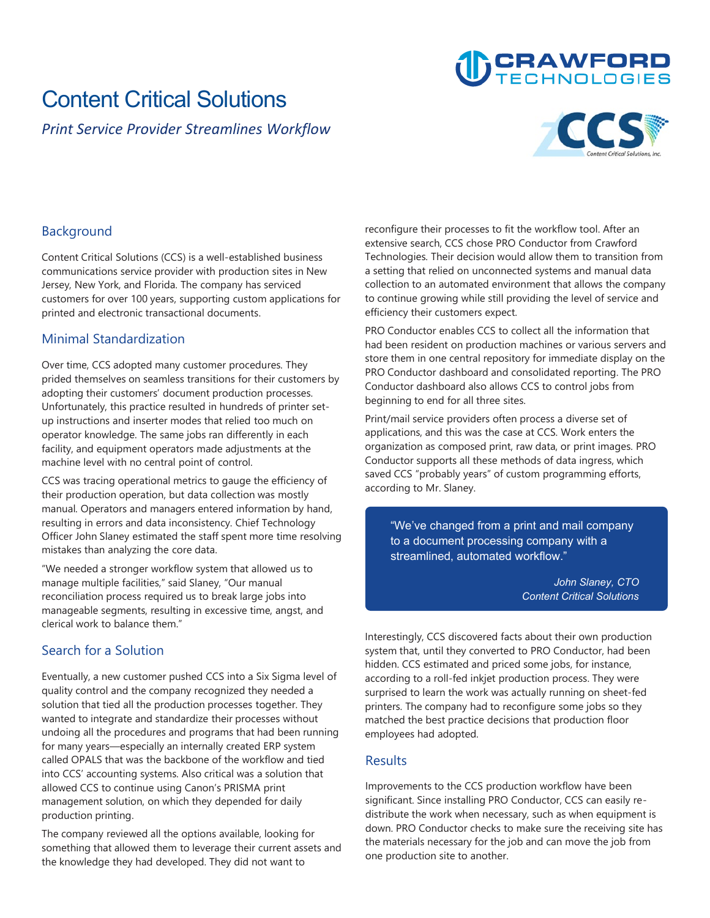# Content Critical Solutions

*Print Service Provider Streamlines Workflow*

## Background

Content Critical Solutions (CCS) is a well-established business communications service provider with production sites in New Jersey, New York, and Florida. The company has serviced customers for over 100 years, supporting custom applications for printed and electronic transactional documents.

## Minimal Standardization

Over time, CCS adopted many customer procedures. They prided themselves on seamless transitions for their customers by adopting their customers' document production processes. Unfortunately, this practice resulted in hundreds of printer set-up instructions and inserter modes that relied too much on operator knowledge. The same jobs ran differently in each facility, and equipment operators made adjustments at the machine level with no central point of control.

CCS was tracing operational metrics to gauge the efficiency of their production operation, but data collection was mostly manual. Operators and managers entered information by hand, resulting in errors and data inconsistency. Chief Technology Officer John Slaney estimated the staff spent more time resolving mistakes than analyzing the core data.

"We needed a stronger workflow system that allowed us to manage multiple facilities," said Slaney, "Our manual reconciliation process required us to break large jobs into manageable segments, resulting in excessive time, angst, and clerical work to balance them."

## Search for a Solution

Eventually, a new customer pushed CCS into a Six Sigma level of quality control and the company recognized they needed a solution that tied all the production processes together. They wanted to integrate and standardize their processes without undoing all the procedures and programs that had been running for many years—especially an internally created ERP system called OPALS that was the backbone of the workflow and tied into CCS' accounting systems. Also critical was a solution that allowed CCS to continue using Canon's PRISMA print management solution, on which they depended for daily production printing.

The company reviewed all the options available, looking for something that allowed them to leverage their current assets and the knowledge they had developed. They did not want to reconfigure their processes to fit the workflow tool. After an extensive search, CCS chose PRO Conductor from Crawford Technologies. Their decision would allow them to transition from a setting that relied on unconnected systems and manual data collection to an automated environment that allows the company to continue growing while still providing the level of service and efficiency their customers expect.

PRO Conductor enables CCS to collect all the information that had been resident on production machines or various servers and store them in one central repository for immediate display on the PRO Conductor dashboard and consolidated reporting. The PRO Conductor dashboard also allows CCS to control jobs from beginning to end for all three sites.

Print/mail service providers often process a diverse set of applications, and this was the case at CCS. Work enters the organization as composed print, raw data, or print images. PRO Conductor supports all these methods of data ingress, which saved CCS "probably years" of custom programming efforts, according to Mr. Slaney.

> "We've changed from a print and mail company to a document processing company with a streamlined, automated workflow."
>
> *John Slaney, CTO*
> *Content Critical Solutions*

Interestingly, CCS discovered facts about their own production system that, until they converted to PRO Conductor, had been hidden. CCS estimated and priced some jobs, for instance, according to a roll-fed inkjet production process. They were surprised to learn the work was actually running on sheet-fed printers. The company had to reconfigure some jobs so they matched the best practice decisions that production floor employees had adopted.

## Results

Improvements to the CCS production workflow have been significant. Since installing PRO Conductor, CCS can easily re-distribute the work when necessary, such as when equipment is down. PRO Conductor checks to make sure the receiving site has the materials necessary for the job and can move the job from one production site to another.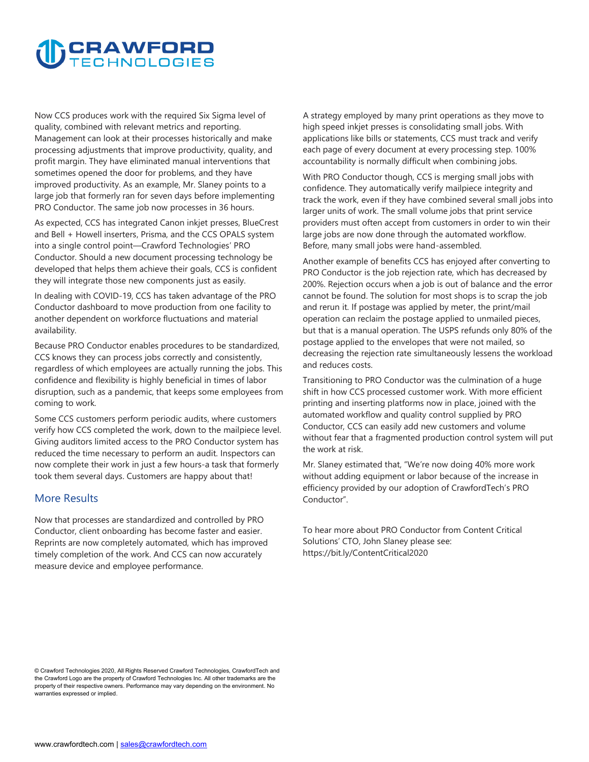Now CCS produces work with the required Six Sigma level of quality, combined with relevant metrics and reporting. Management can look at their processes historically and make processing adjustments that improve productivity, quality, and profit margin. They have eliminated manual interventions that sometimes opened the door for problems, and they have improved productivity. As an example, Mr. Slaney points to a large job that formerly ran for seven days before implementing PRO Conductor. The same job now processes in 36 hours.

As expected, CCS has integrated Canon inkjet presses, BlueCrest and Bell + Howell inserters, Prisma, and the CCS OPALS system into a single control point—Crawford Technologies' PRO Conductor. Should a new document processing technology be developed that helps them achieve their goals, CCS is confident they will integrate those new components just as easily.

In dealing with COVID-19, CCS has taken advantage of the PRO Conductor dashboard to move production from one facility to another dependent on workforce fluctuations and material availability.

Because PRO Conductor enables procedures to be standardized, CCS knows they can process jobs correctly and consistently, regardless of which employees are actually running the jobs. This confidence and flexibility is highly beneficial in times of labor disruption, such as a pandemic, that keeps some employees from coming to work.

Some CCS customers perform periodic audits, where customers verify how CCS completed the work, down to the mailpiece level. Giving auditors limited access to the PRO Conductor system has reduced the time necessary to perform an audit. Inspectors can now complete their work in just a few hours-a task that formerly took them several days. Customers are happy about that!

## More Results

Now that processes are standardized and controlled by PRO Conductor, client onboarding has become faster and easier. Reprints are now completely automated, which has improved timely completion of the work. And CCS can now accurately measure device and employee performance.

A strategy employed by many print operations as they move to high speed inkjet presses is consolidating small jobs. With applications like bills or statements, CCS must track and verify each page of every document at every processing step. 100% accountability is normally difficult when combining jobs.

With PRO Conductor though, CCS is merging small jobs with confidence. They automatically verify mailpiece integrity and track the work, even if they have combined several small jobs into larger units of work. The small volume jobs that print service providers must often accept from customers in order to win their large jobs are now done through the automated workflow. Before, many small jobs were hand-assembled.

Another example of benefits CCS has enjoyed after converting to PRO Conductor is the job rejection rate, which has decreased by 200%. Rejection occurs when a job is out of balance and the error cannot be found. The solution for most shops is to scrap the job and rerun it. If postage was applied by meter, the print/mail operation can reclaim the postage applied to unmailed pieces, but that is a manual operation. The USPS refunds only 80% of the postage applied to the envelopes that were not mailed, so decreasing the rejection rate simultaneously lessens the workload and reduces costs.

Transitioning to PRO Conductor was the culmination of a huge shift in how CCS processed customer work. With more efficient printing and inserting platforms now in place, joined with the automated workflow and quality control supplied by PRO Conductor, CCS can easily add new customers and volume without fear that a fragmented production control system will put the work at risk.

Mr. Slaney estimated that, "We're now doing 40% more work without adding equipment or labor because of the increase in efficiency provided by our adoption of CrawfordTech's PRO Conductor".

To hear more about PRO Conductor from Content Critical Solutions' CTO, John Slaney please see: https://bit.ly/ContentCritical2020

© Crawford Technologies 2020, All Rights Reserved Crawford Technologies, CrawfordTech and the Crawford Logo are the property of Crawford Technologies Inc. All other trademarks are the property of their respective owners. Performance may vary depending on the environment. No warranties expressed or implied.